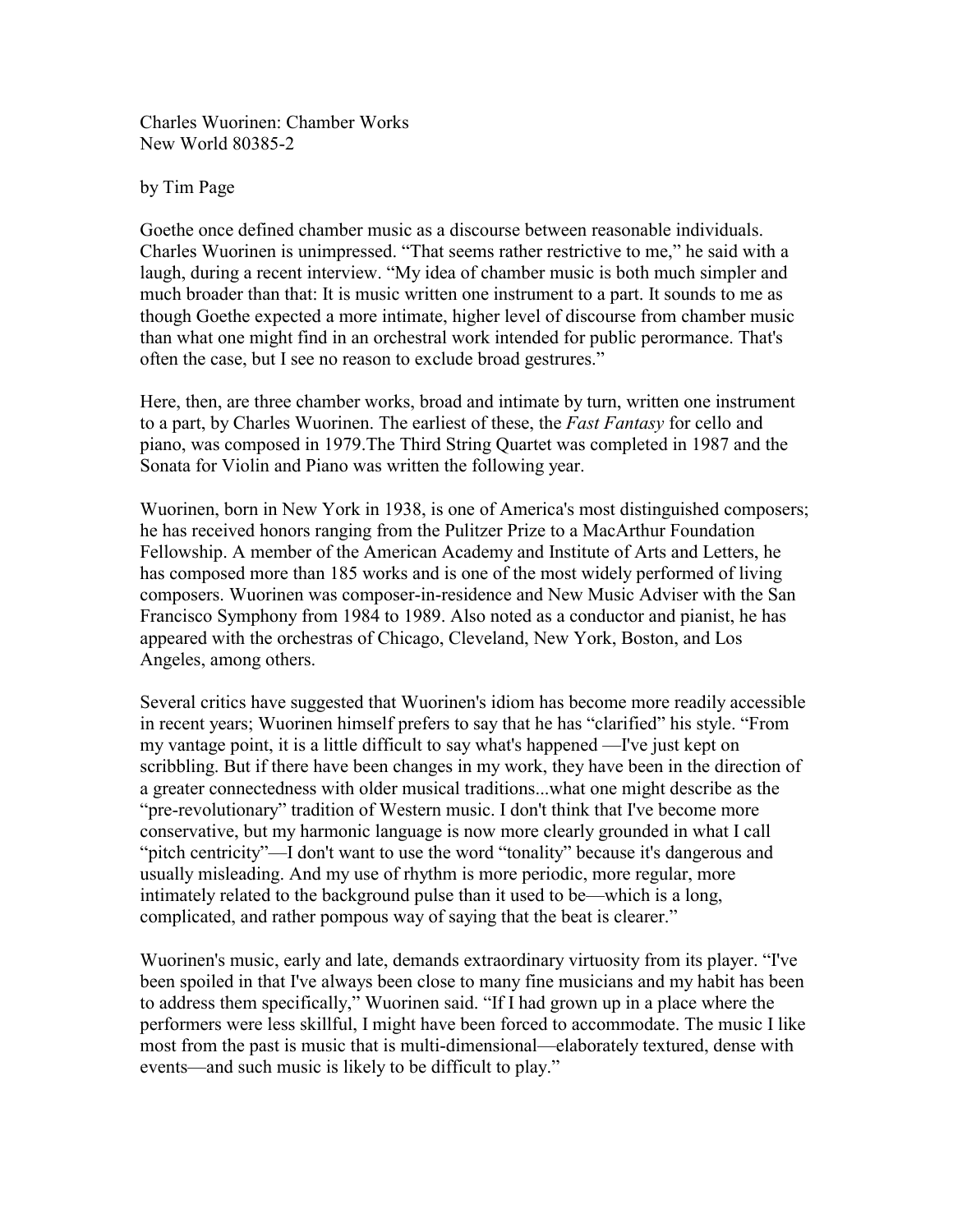Charles Wuorinen: Chamber Works
New World 80385-2

by Tim Page

Goethe once defined chamber music as a discourse between reasonable individuals. Charles Wuorinen is unimpressed. “That seems rather restrictive to me,” he said with a laugh, during a recent interview. “My idea of chamber music is both much simpler and much broader than that: It is music written one instrument to a part. It sounds to me as though Goethe expected a more intimate, higher level of discourse from chamber music than what one might find in an orchestral work intended for public perormance. That's often the case, but I see no reason to exclude broad gestrures.”

Here, then, are three chamber works, broad and intimate by turn, written one instrument to a part, by Charles Wuorinen. The earliest of these, the *Fast Fantasy* for cello and piano, was composed in 1979.The Third String Quartet was completed in 1987 and the Sonata for Violin and Piano was written the following year.

Wuorinen, born in New York in 1938, is one of America's most distinguished composers; he has received honors ranging from the Pulitzer Prize to a MacArthur Foundation Fellowship. A member of the American Academy and Institute of Arts and Letters, he has composed more than 185 works and is one of the most widely performed of living composers. Wuorinen was composer-in-residence and New Music Adviser with the San Francisco Symphony from 1984 to 1989. Also noted as a conductor and pianist, he has appeared with the orchestras of Chicago, Cleveland, New York, Boston, and Los Angeles, among others.

Several critics have suggested that Wuorinen's idiom has become more readily accessible in recent years; Wuorinen himself prefers to say that he has “clarified” his style. “From my vantage point, it is a little difficult to say what's happened —I've just kept on scribbling. But if there have been changes in my work, they have been in the direction of a greater connectedness with older musical traditions...what one might describe as the “pre-revolutionary” tradition of Western music. I don't think that I've become more conservative, but my harmonic language is now more clearly grounded in what I call “pitch centricity”—I don't want to use the word “tonality” because it's dangerous and usually misleading. And my use of rhythm is more periodic, more regular, more intimately related to the background pulse than it used to be—which is a long, complicated, and rather pompous way of saying that the beat is clearer.”

Wuorinen's music, early and late, demands extraordinary virtuosity from its player. “I've been spoiled in that I've always been close to many fine musicians and my habit has been to address them specifically,” Wuorinen said. “If I had grown up in a place where the performers were less skillful, I might have been forced to accommodate. The music I like most from the past is music that is multi-dimensional—elaborately textured, dense with events—and such music is likely to be difficult to play.”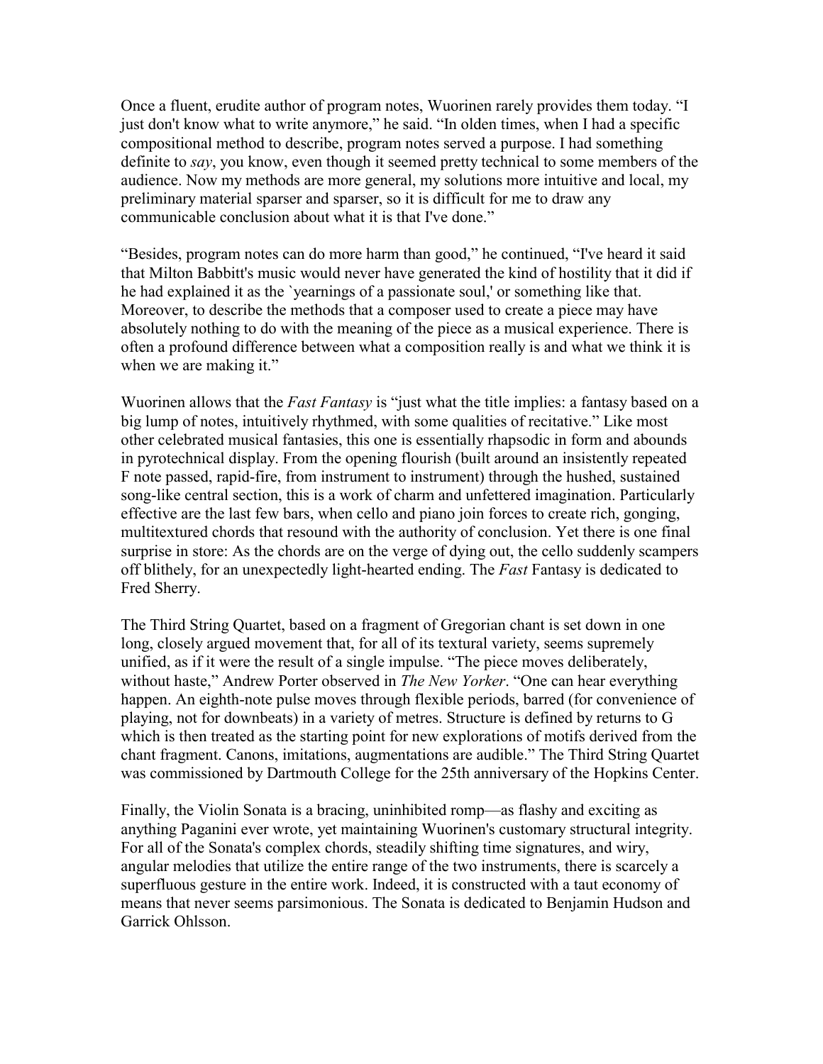Once a fluent, erudite author of program notes, Wuorinen rarely provides them today. “I just don't know what to write anymore,” he said. “In olden times, when I had a specific compositional method to describe, program notes served a purpose. I had something definite to *say*, you know, even though it seemed pretty technical to some members of the audience. Now my methods are more general, my solutions more intuitive and local, my preliminary material sparser and sparser, so it is difficult for me to draw any communicable conclusion about what it is that I've done.”

“Besides, program notes can do more harm than good,” he continued, “I've heard it said that Milton Babbitt's music would never have generated the kind of hostility that it did if he had explained it as the `yearnings of a passionate soul,' or something like that. Moreover, to describe the methods that a composer used to create a piece may have absolutely nothing to do with the meaning of the piece as a musical experience. There is often a profound difference between what a composition really is and what we think it is when we are making it.”

Wuorinen allows that the *Fast Fantasy* is “just what the title implies: a fantasy based on a big lump of notes, intuitively rhythmed, with some qualities of recitative.” Like most other celebrated musical fantasies, this one is essentially rhapsodic in form and abounds in pyrotechnical display. From the opening flourish (built around an insistently repeated F note passed, rapid-fire, from instrument to instrument) through the hushed, sustained song-like central section, this is a work of charm and unfettered imagination. Particularly effective are the last few bars, when cello and piano join forces to create rich, gonging, multitextured chords that resound with the authority of conclusion. Yet there is one final surprise in store: As the chords are on the verge of dying out, the cello suddenly scampers off blithely, for an unexpectedly light-hearted ending. The *Fast* Fantasy is dedicated to Fred Sherry.

The Third String Quartet, based on a fragment of Gregorian chant is set down in one long, closely argued movement that, for all of its textural variety, seems supremely unified, as if it were the result of a single impulse. “The piece moves deliberately, without haste,” Andrew Porter observed in *The New Yorker*. “One can hear everything happen. An eighth-note pulse moves through flexible periods, barred (for convenience of playing, not for downbeats) in a variety of metres. Structure is defined by returns to G which is then treated as the starting point for new explorations of motifs derived from the chant fragment. Canons, imitations, augmentations are audible.” The Third String Quartet was commissioned by Dartmouth College for the 25th anniversary of the Hopkins Center.

Finally, the Violin Sonata is a bracing, uninhibited romp—as flashy and exciting as anything Paganini ever wrote, yet maintaining Wuorinen's customary structural integrity. For all of the Sonata's complex chords, steadily shifting time signatures, and wiry, angular melodies that utilize the entire range of the two instruments, there is scarcely a superfluous gesture in the entire work. Indeed, it is constructed with a taut economy of means that never seems parsimonious. The Sonata is dedicated to Benjamin Hudson and Garrick Ohlsson.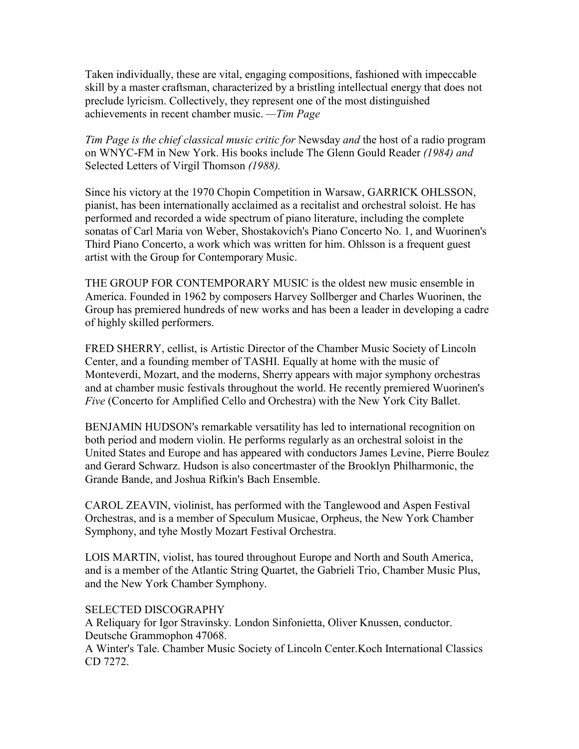Taken individually, these are vital, engaging compositions, fashioned with impeccable skill by a master craftsman, characterized by a bristling intellectual energy that does not preclude lyricism. Collectively, they represent one of the most distinguished achievements in recent chamber music. —*Tim Page*

*Tim Page is the chief classical music critic for* Newsday *and* the host of a radio program on WNYC-FM in New York. His books include The Glenn Gould Reader *(1984) and* Selected Letters of Virgil Thomson *(1988).*

Since his victory at the 1970 Chopin Competition in Warsaw, GARRICK OHLSSON, pianist, has been internationally acclaimed as a recitalist and orchestral soloist. He has performed and recorded a wide spectrum of piano literature, including the complete sonatas of Carl Maria von Weber, Shostakovich's Piano Concerto No. 1, and Wuorinen's Third Piano Concerto, a work which was written for him. Ohlsson is a frequent guest artist with the Group for Contemporary Music.

THE GROUP FOR CONTEMPORARY MUSIC is the oldest new music ensemble in America. Founded in 1962 by composers Harvey Sollberger and Charles Wuorinen, the Group has premiered hundreds of new works and has been a leader in developing a cadre of highly skilled performers.

FRED SHERRY, cellist, is Artistic Director of the Chamber Music Society of Lincoln Center, and a founding member of TASHI. Equally at home with the music of Monteverdi, Mozart, and the moderns, Sherry appears with major symphony orchestras and at chamber music festivals throughout the world. He recently premiered Wuorinen's *Five* (Concerto for Amplified Cello and Orchestra) with the New York City Ballet.

BENJAMIN HUDSON's remarkable versatility has led to international recognition on both period and modern violin. He performs regularly as an orchestral soloist in the United States and Europe and has appeared with conductors James Levine, Pierre Boulez and Gerard Schwarz. Hudson is also concertmaster of the Brooklyn Philharmonic, the Grande Bande, and Joshua Rifkin's Bach Ensemble.

CAROL ZEAVIN, violinist, has performed with the Tanglewood and Aspen Festival Orchestras, and is a member of Speculum Musicae, Orpheus, the New York Chamber Symphony, and tyhe Mostly Mozart Festival Orchestra.

LOIS MARTIN, violist, has toured throughout Europe and North and South America, and is a member of the Atlantic String Quartet, the Gabrieli Trio, Chamber Music Plus, and the New York Chamber Symphony.

SELECTED DISCOGRAPHY

A Reliquary for Igor Stravinsky. London Sinfonietta, Oliver Knussen, conductor. Deutsche Grammophon 47068.

A Winter's Tale. Chamber Music Society of Lincoln Center.Koch International Classics CD 7272.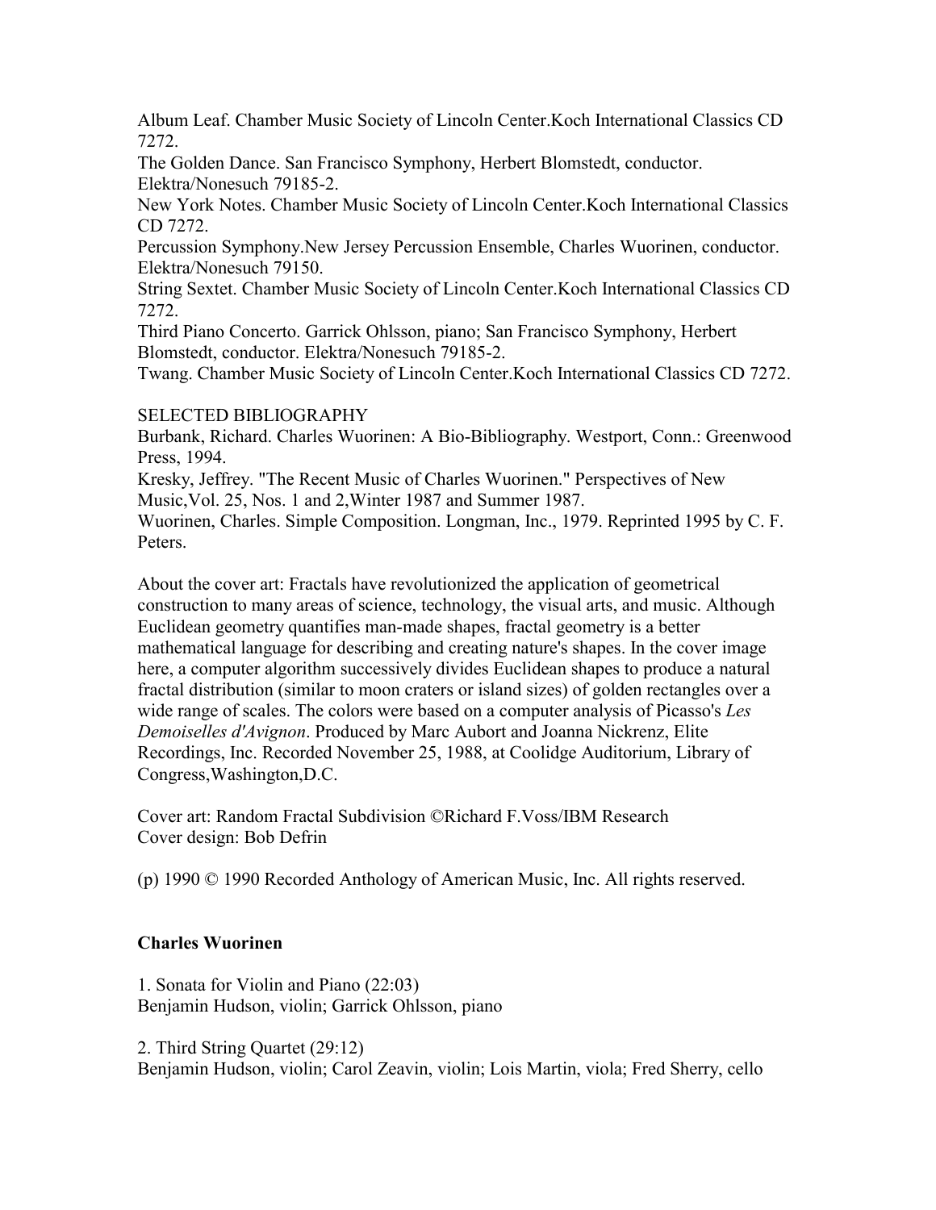Album Leaf. Chamber Music Society of Lincoln Center.Koch International Classics CD 7272.
The Golden Dance. San Francisco Symphony, Herbert Blomstedt, conductor. Elektra/Nonesuch 79185-2.
New York Notes. Chamber Music Society of Lincoln Center.Koch International Classics CD 7272.
Percussion Symphony.New Jersey Percussion Ensemble, Charles Wuorinen, conductor. Elektra/Nonesuch 79150.
String Sextet. Chamber Music Society of Lincoln Center.Koch International Classics CD 7272.
Third Piano Concerto. Garrick Ohlsson, piano; San Francisco Symphony, Herbert Blomstedt, conductor. Elektra/Nonesuch 79185-2.
Twang. Chamber Music Society of Lincoln Center.Koch International Classics CD 7272.

SELECTED BIBLIOGRAPHY
Burbank, Richard. Charles Wuorinen: A Bio-Bibliography. Westport, Conn.: Greenwood Press, 1994.
Kresky, Jeffrey. "The Recent Music of Charles Wuorinen." Perspectives of New Music,Vol. 25, Nos. 1 and 2,Winter 1987 and Summer 1987.
Wuorinen, Charles. Simple Composition. Longman, Inc., 1979. Reprinted 1995 by C. F. Peters.

About the cover art: Fractals have revolutionized the application of geometrical construction to many areas of science, technology, the visual arts, and music. Although Euclidean geometry quantifies man-made shapes, fractal geometry is a better mathematical language for describing and creating nature's shapes. In the cover image here, a computer algorithm successively divides Euclidean shapes to produce a natural fractal distribution (similar to moon craters or island sizes) of golden rectangles over a wide range of scales. The colors were based on a computer analysis of Picasso's *Les Demoiselles d'Avignon*. Produced by Marc Aubort and Joanna Nickrenz, Elite Recordings, Inc. Recorded November 25, 1988, at Coolidge Auditorium, Library of Congress,Washington,D.C.

Cover art: Random Fractal Subdivision ©Richard F.Voss/IBM Research
Cover design: Bob Defrin

(p) 1990 © 1990 Recorded Anthology of American Music, Inc. All rights reserved.

**Charles Wuorinen**

1. Sonata for Violin and Piano (22:03)
Benjamin Hudson, violin; Garrick Ohlsson, piano

2. Third String Quartet (29:12)
Benjamin Hudson, violin; Carol Zeavin, violin; Lois Martin, viola; Fred Sherry, cello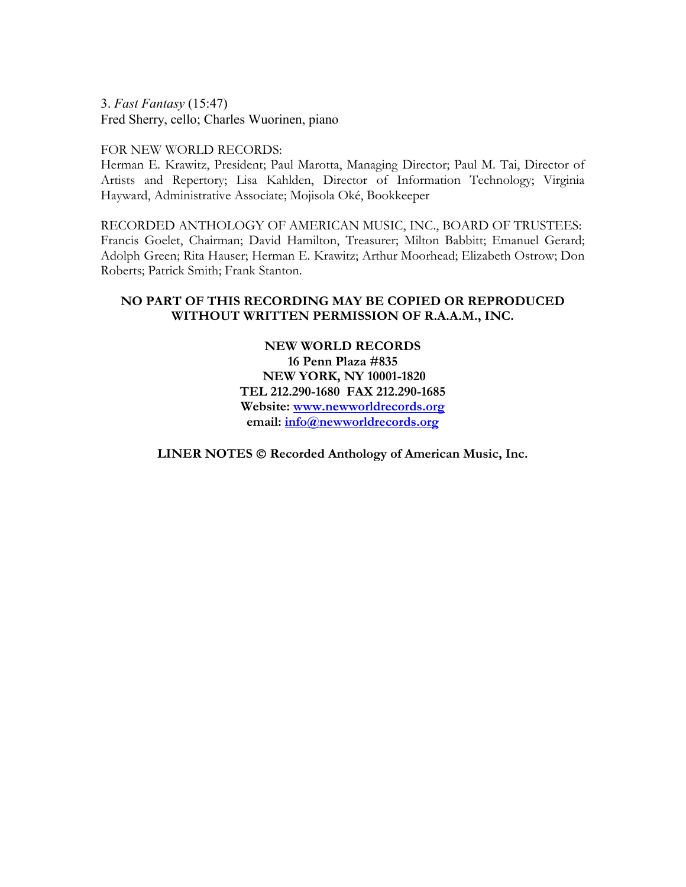3. *Fast Fantasy* (15:47)
Fred Sherry, cello; Charles Wuorinen, piano

FOR NEW WORLD RECORDS:
Herman E. Krawitz, President; Paul Marotta, Managing Director; Paul M. Tai, Director of Artists and Repertory; Lisa Kahlden, Director of Information Technology; Virginia Hayward, Administrative Associate; Mojisola Oké, Bookkeeper

RECORDED ANTHOLOGY OF AMERICAN MUSIC, INC., BOARD OF TRUSTEES:
Francis Goelet, Chairman; David Hamilton, Treasurer; Milton Babbitt; Emanuel Gerard; Adolph Green; Rita Hauser; Herman E. Krawitz; Arthur Moorhead; Elizabeth Ostrow; Don Roberts; Patrick Smith; Frank Stanton.

**NO PART OF THIS RECORDING MAY BE COPIED OR REPRODUCED WITHOUT WRITTEN PERMISSION OF R.A.A.M., INC.**

**NEW WORLD RECORDS**
**16 Penn Plaza #835**
**NEW YORK, NY 10001-1820**
**TEL 212.290-1680 FAX 212.290-1685**
**Website: [www.newworldrecords.org](http://www.newworldrecords.org)**
**email: [info@newworldrecords.org](mailto:info@newworldrecords.org)**

**LINER NOTES © Recorded Anthology of American Music, Inc.**